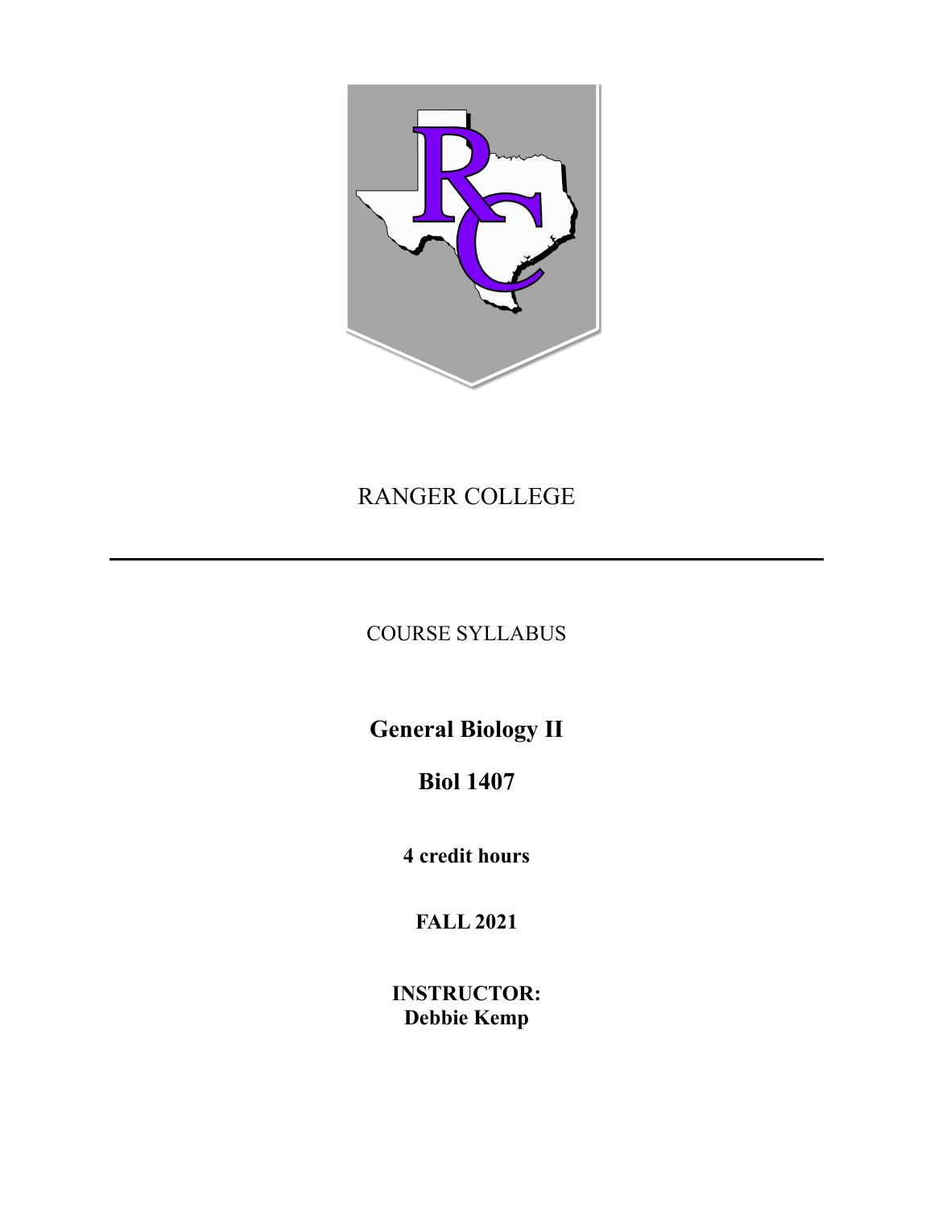RANGER COLLEGE

---

COURSE SYLLABUS

# General Biology II

## Biol 1407

**4 credit hours**

**FALL 2021**

**INSTRUCTOR:**
**Debbie Kemp**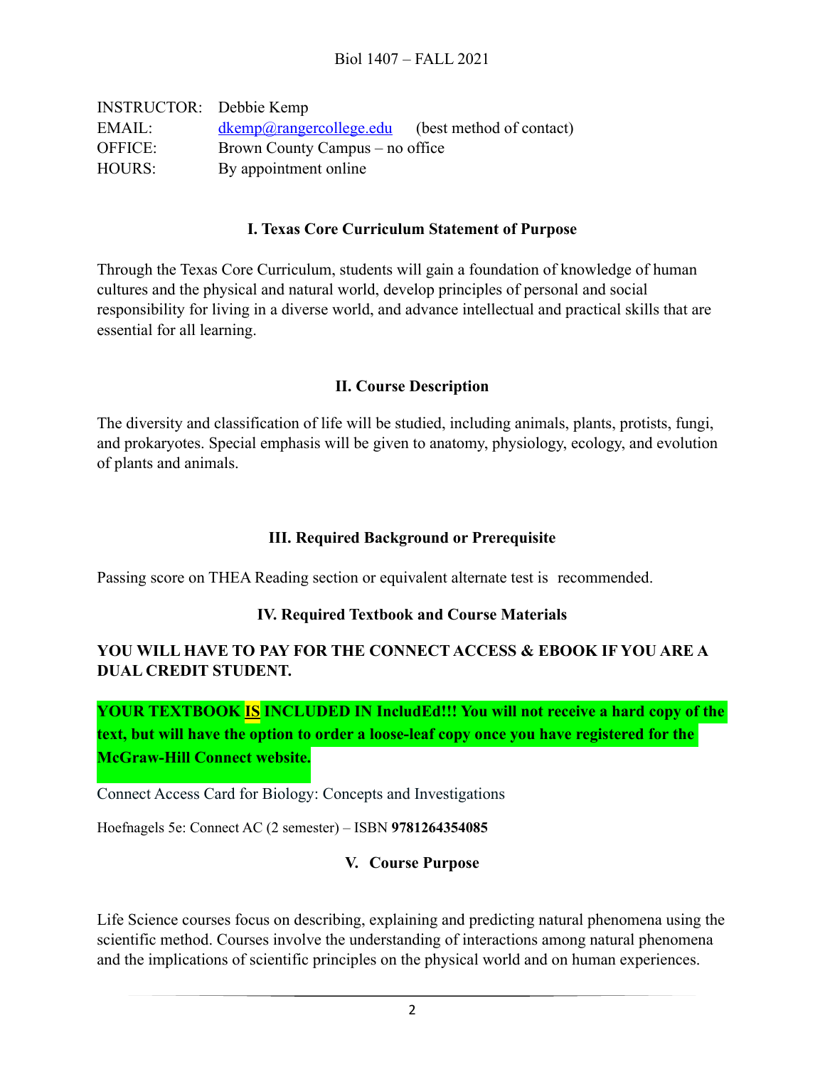Biol 1407 – FALL 2021

INSTRUCTOR: Debbie Kemp
EMAIL: dkemp@rangercollege.edu (best method of contact)
OFFICE: Brown County Campus – no office
HOURS: By appointment online

## I. Texas Core Curriculum Statement of Purpose

Through the Texas Core Curriculum, students will gain a foundation of knowledge of human cultures and the physical and natural world, develop principles of personal and social responsibility for living in a diverse world, and advance intellectual and practical skills that are essential for all learning.

## II. Course Description

The diversity and classification of life will be studied, including animals, plants, protists, fungi, and prokaryotes. Special emphasis will be given to anatomy, physiology, ecology, and evolution of plants and animals.

## III. Required Background or Prerequisite

Passing score on THEA Reading section or equivalent alternate test is recommended.

## IV. Required Textbook and Course Materials

**YOU WILL HAVE TO PAY FOR THE CONNECT ACCESS & EBOOK IF YOU ARE A DUAL CREDIT STUDENT.**

**YOUR TEXTBOOK IS INCLUDED IN IncludEd!!! You will not receive a hard copy of the text, but will have the option to order a loose-leaf copy once you have registered for the McGraw-Hill Connect website.**

Connect Access Card for Biology: Concepts and Investigations

Hoefnagels 5e: Connect AC (2 semester) – ISBN **9781264354085**

## V. Course Purpose

Life Science courses focus on describing, explaining and predicting natural phenomena using the scientific method. Courses involve the understanding of interactions among natural phenomena and the implications of scientific principles on the physical world and on human experiences.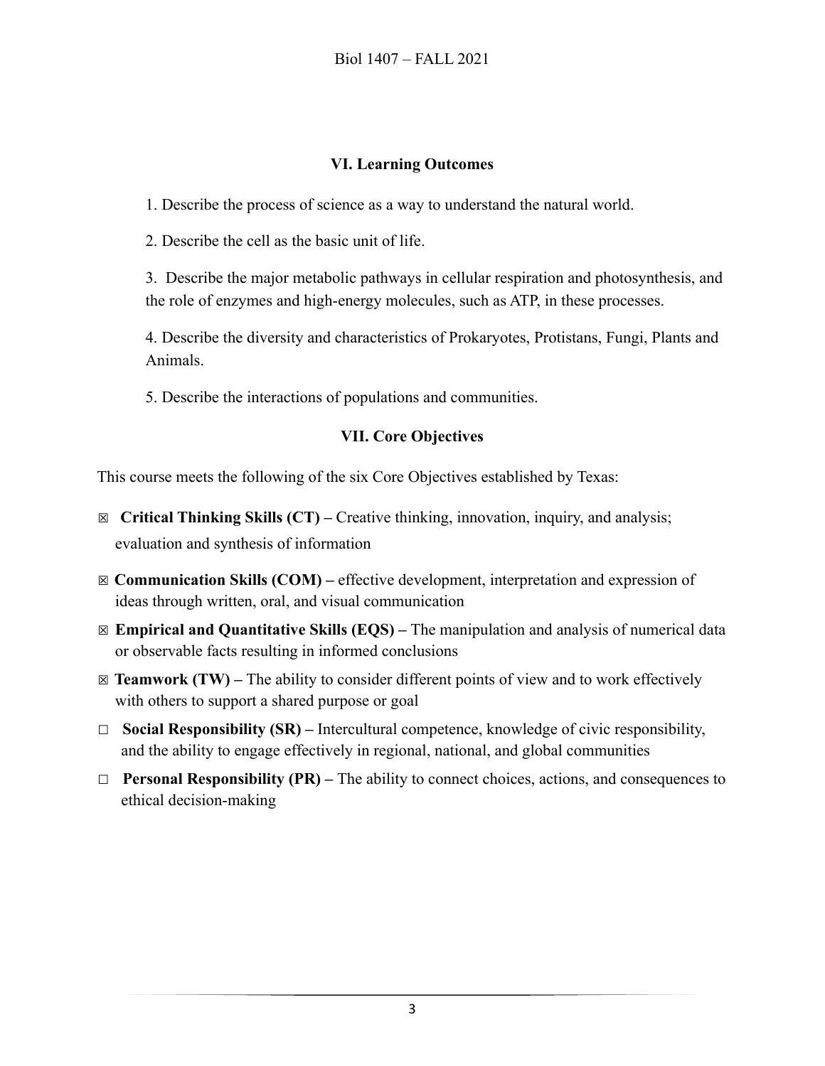## VI. Learning Outcomes

1. Describe the process of science as a way to understand the natural world.

2. Describe the cell as the basic unit of life.

3. Describe the major metabolic pathways in cellular respiration and photosynthesis, and the role of enzymes and high-energy molecules, such as ATP, in these processes.

4. Describe the diversity and characteristics of Prokaryotes, Protistans, Fungi, Plants and Animals.

5. Describe the interactions of populations and communities.

## VII. Core Objectives

This course meets the following of the six Core Objectives established by Texas:

☒ **Critical Thinking Skills (CT) –** Creative thinking, innovation, inquiry, and analysis; evaluation and synthesis of information

☒ **Communication Skills (COM) –** effective development, interpretation and expression of ideas through written, oral, and visual communication

☒ **Empirical and Quantitative Skills (EQS) –** The manipulation and analysis of numerical data or observable facts resulting in informed conclusions

☒ **Teamwork (TW) –** The ability to consider different points of view and to work effectively with others to support a shared purpose or goal

☐ **Social Responsibility (SR) –** Intercultural competence, knowledge of civic responsibility, and the ability to engage effectively in regional, national, and global communities

☐ **Personal Responsibility (PR) –** The ability to connect choices, actions, and consequences to ethical decision-making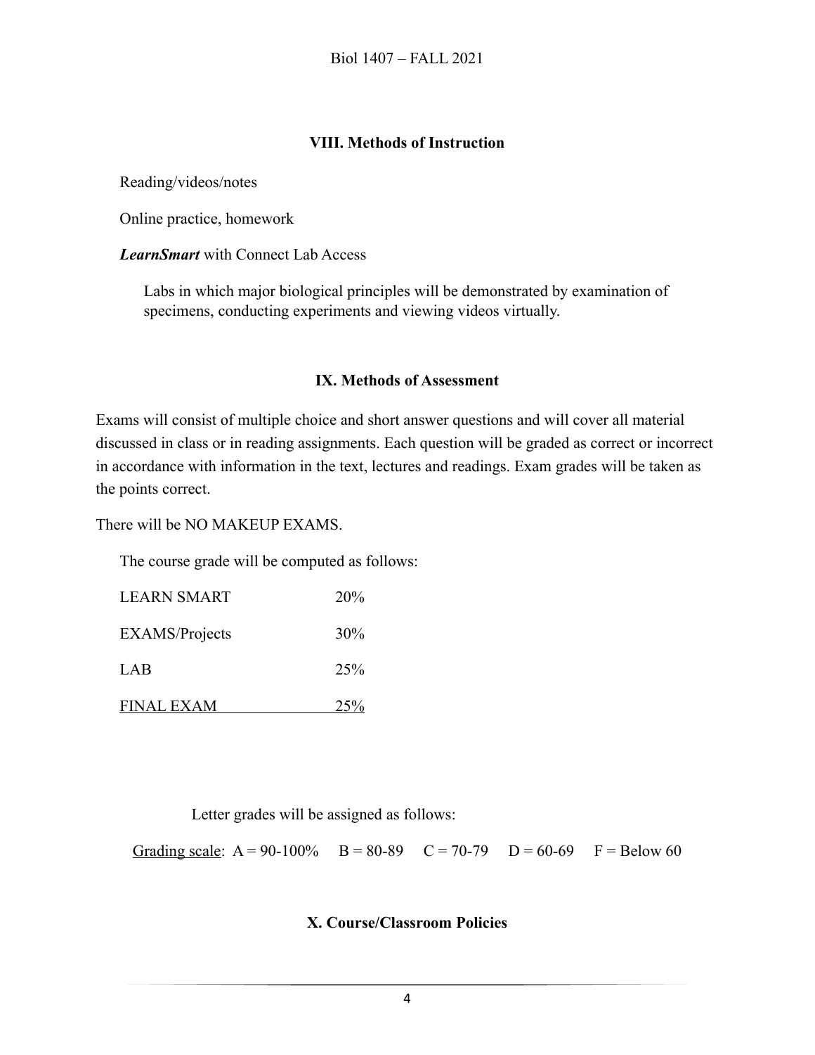## VIII. Methods of Instruction

Reading/videos/notes

Online practice, homework

***LearnSmart*** with Connect Lab Access

Labs in which major biological principles will be demonstrated by examination of specimens, conducting experiments and viewing videos virtually.

## IX. Methods of Assessment

Exams will consist of multiple choice and short answer questions and will cover all material discussed in class or in reading assignments. Each question will be graded as correct or incorrect in accordance with information in the text, lectures and readings. Exam grades will be taken as the points correct.

There will be NO MAKEUP EXAMS.

The course grade will be computed as follows:

| | |
|---|---|
| LEARN SMART | 20% |
| EXAMS/Projects | 30% |
| LAB | 25% |
| FINAL EXAM | 25% |

Letter grades will be assigned as follows:

Grading scale: A = 90-100% B = 80-89 C = 70-79 D = 60-69 F = Below 60

## X. Course/Classroom Policies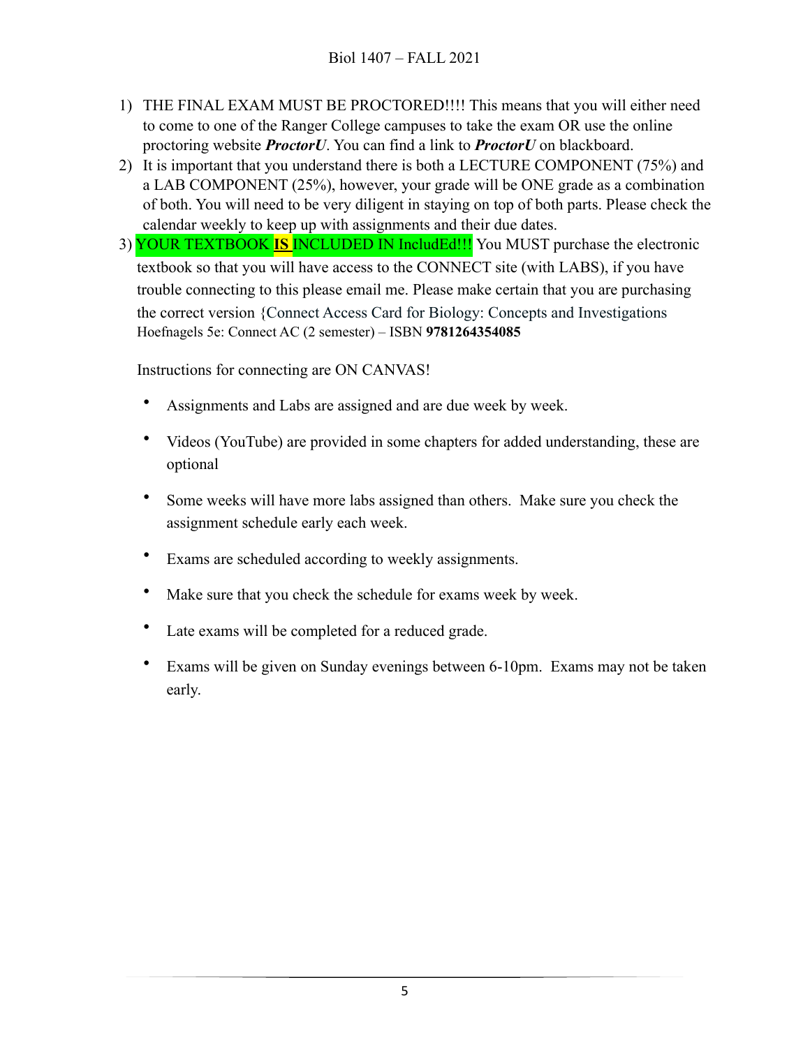1) THE FINAL EXAM MUST BE PROCTORED!!!! This means that you will either need to come to one of the Ranger College campuses to take the exam OR use the online proctoring website ***ProctorU***. You can find a link to ***ProctorU*** on blackboard.
2) It is important that you understand there is both a LECTURE COMPONENT (75%) and a LAB COMPONENT (25%), however, your grade will be ONE grade as a combination of both. You will need to be very diligent in staying on top of both parts. Please check the calendar weekly to keep up with assignments and their due dates.
3) YOUR TEXTBOOK **IS** INCLUDED IN IncludEd!!! You MUST purchase the electronic textbook so that you will have access to the CONNECT site (with LABS), if you have trouble connecting to this please email me. Please make certain that you are purchasing the correct version {Connect Access Card for Biology: Concepts and Investigations Hoefnagels 5e: Connect AC (2 semester) – ISBN **9781264354085**

Instructions for connecting are ON CANVAS!

- Assignments and Labs are assigned and are due week by week.
- Videos (YouTube) are provided in some chapters for added understanding, these are optional
- Some weeks will have more labs assigned than others. Make sure you check the assignment schedule early each week.
- Exams are scheduled according to weekly assignments.
- Make sure that you check the schedule for exams week by week.
- Late exams will be completed for a reduced grade.
- Exams will be given on Sunday evenings between 6-10pm. Exams may not be taken early.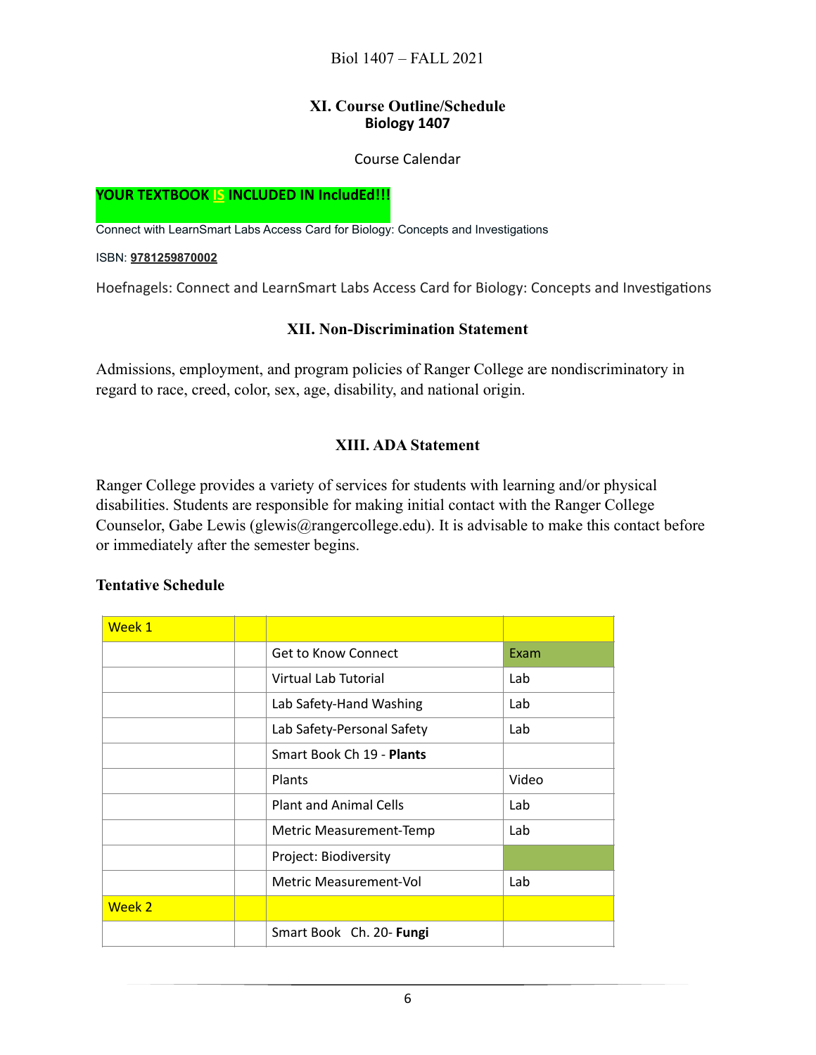### XI. Course Outline/Schedule
### Biology 1407

Course Calendar

**YOUR TEXTBOOK IS INCLUDED IN IncludEd!!!**

Connect with LearnSmart Labs Access Card for Biology: Concepts and Investigations

ISBN: **9781259870002**

Hoefnagels: Connect and LearnSmart Labs Access Card for Biology: Concepts and Investigations

### XII. Non-Discrimination Statement

Admissions, employment, and program policies of Ranger College are nondiscriminatory in regard to race, creed, color, sex, age, disability, and national origin.

### XIII. ADA Statement

Ranger College provides a variety of services for students with learning and/or physical disabilities. Students are responsible for making initial contact with the Ranger College Counselor, Gabe Lewis (glewis@rangercollege.edu). It is advisable to make this contact before or immediately after the semester begins.

**Tentative Schedule**

| Week 1 | | | |
|---|---|---|---|
| | | Get to Know Connect | Exam |
| | | Virtual Lab Tutorial | Lab |
| | | Lab Safety-Hand Washing | Lab |
| | | Lab Safety-Personal Safety | Lab |
| | | Smart Book Ch 19 - **Plants** | |
| | | Plants | Video |
| | | Plant and Animal Cells | Lab |
| | | Metric Measurement-Temp | Lab |
| | | Project: Biodiversity | |
| | | Metric Measurement-Vol | Lab |
| Week 2 | | | |
| | | Smart Book Ch. 20- **Fungi** | |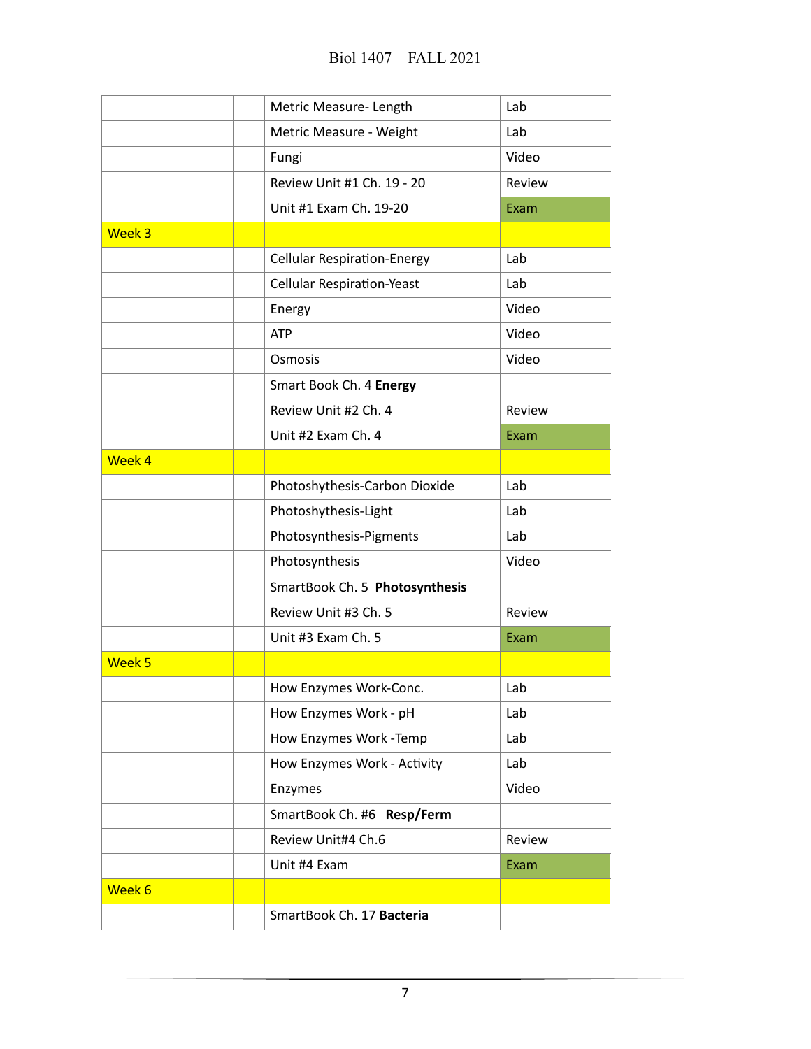| | | | |
|---|---|---|---|
| | | Metric Measure- Length | Lab |
| | | Metric Measure - Weight | Lab |
| | | Fungi | Video |
| | | Review Unit #1 Ch. 19 - 20 | Review |
| | | Unit #1 Exam Ch. 19-20 | Exam |
| Week 3 | | | |
| | | Cellular Respiration-Energy | Lab |
| | | Cellular Respiration-Yeast | Lab |
| | | Energy | Video |
| | | ATP | Video |
| | | Osmosis | Video |
| | | Smart Book Ch. 4 **Energy** | |
| | | Review Unit #2 Ch. 4 | Review |
| | | Unit #2 Exam Ch. 4 | Exam |
| Week 4 | | | |
| | | Photoshythesis-Carbon Dioxide | Lab |
| | | Photoshythesis-Light | Lab |
| | | Photosynthesis-Pigments | Lab |
| | | Photosynthesis | Video |
| | | SmartBook Ch. 5 **Photosynthesis** | |
| | | Review Unit #3 Ch. 5 | Review |
| | | Unit #3 Exam Ch. 5 | Exam |
| Week 5 | | | |
| | | How Enzymes Work-Conc. | Lab |
| | | How Enzymes Work - pH | Lab |
| | | How Enzymes Work -Temp | Lab |
| | | How Enzymes Work - Activity | Lab |
| | | Enzymes | Video |
| | | SmartBook Ch. #6 **Resp/Ferm** | |
| | | Review Unit#4 Ch.6 | Review |
| | | Unit #4 Exam | Exam |
| Week 6 | | | |
| | | SmartBook Ch. 17 **Bacteria** | |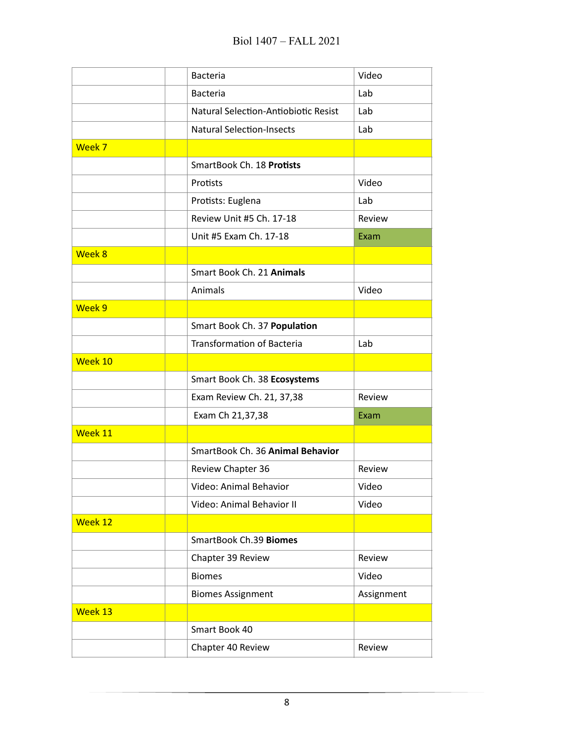| | | | |
|---|---|---|---|
| | | Bacteria | Video |
| | | Bacteria | Lab |
| | | Natural Selection-Antiobiotic Resist | Lab |
| | | Natural Selection-Insects | Lab |
| Week 7 | | | |
| | | SmartBook Ch. 18 **Protists** | |
| | | Protists | Video |
| | | Protists: Euglena | Lab |
| | | Review Unit #5 Ch. 17-18 | Review |
| | | Unit #5 Exam Ch. 17-18 | Exam |
| Week 8 | | | |
| | | Smart Book Ch. 21 **Animals** | |
| | | Animals | Video |
| Week 9 | | | |
| | | Smart Book Ch. 37 **Population** | |
| | | Transformation of Bacteria | Lab |
| Week 10 | | | |
| | | Smart Book Ch. 38 **Ecosystems** | |
| | | Exam Review Ch. 21, 37,38 | Review |
| | | Exam Ch 21,37,38 | Exam |
| Week 11 | | | |
| | | SmartBook Ch. 36 **Animal Behavior** | |
| | | Review Chapter 36 | Review |
| | | Video: Animal Behavior | Video |
| | | Video: Animal Behavior II | Video |
| Week 12 | | | |
| | | SmartBook Ch.39 **Biomes** | |
| | | Chapter 39 Review | Review |
| | | Biomes | Video |
| | | Biomes Assignment | Assignment |
| Week 13 | | | |
| | | Smart Book 40 | |
| | | Chapter 40 Review | Review |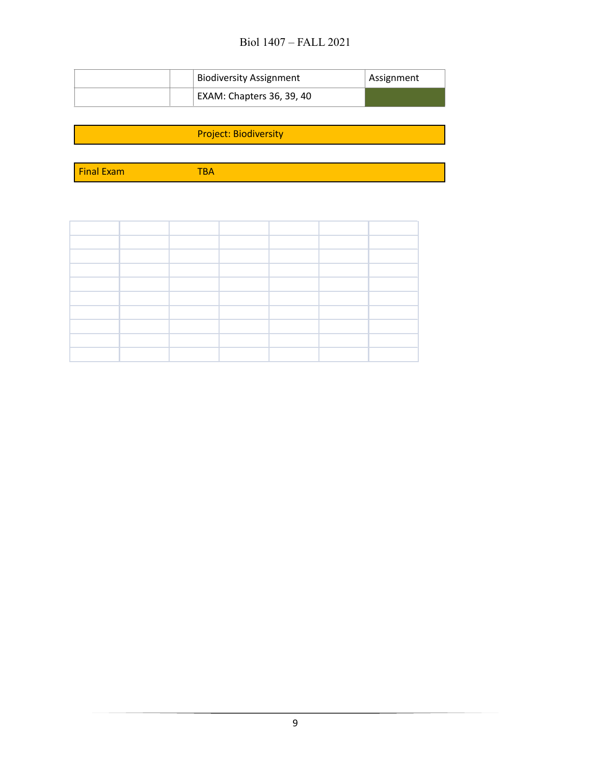| | | | |
|---|---|---|---|
| | | Biodiversity Assignment | Assignment |
| | | EXAM: Chapters 36, 39, 40 | |

| | |
|---|---|
| | Project: Biodiversity |

| | |
|---|---|
| Final Exam | TBA |